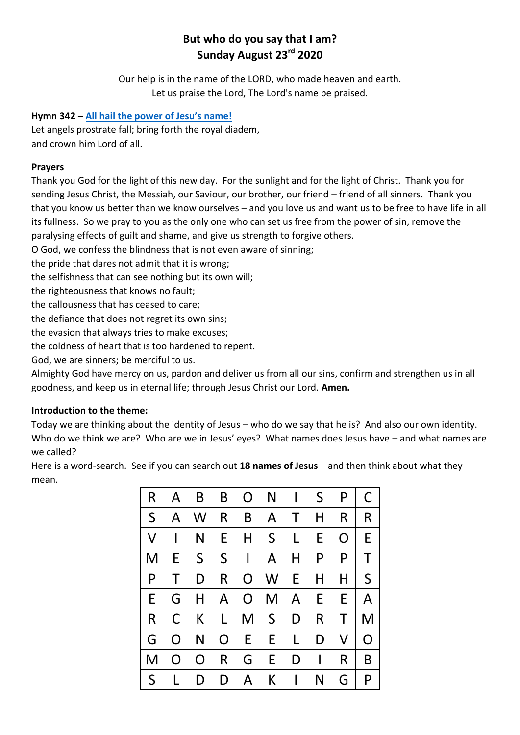# But who do you say that I am?
# Sunday August 23rd 2020

Our help is in the name of the LORD, who made heaven and earth.
Let us praise the Lord, The Lord's name be praised.

**Hymn 342 – All hail the power of Jesu's name!**
Let angels prostrate fall; bring forth the royal diadem,
and crown him Lord of all.

**Prayers**
Thank you God for the light of this new day. For the sunlight and for the light of Christ. Thank you for sending Jesus Christ, the Messiah, our Saviour, our brother, our friend – friend of all sinners. Thank you that you know us better than we know ourselves – and you love us and want us to be free to have life in all its fullness. So we pray to you as the only one who can set us free from the power of sin, remove the paralysing effects of guilt and shame, and give us strength to forgive others.
O God, we confess the blindness that is not even aware of sinning;
the pride that dares not admit that it is wrong;
the selfishness that can see nothing but its own will;
the righteousness that knows no fault;
the callousness that has ceased to care;
the defiance that does not regret its own sins;
the evasion that always tries to make excuses;
the coldness of heart that is too hardened to repent.
God, we are sinners; be merciful to us.
Almighty God have mercy on us, pardon and deliver us from all our sins, confirm and strengthen us in all goodness, and keep us in eternal life; through Jesus Christ our Lord. **Amen.**

**Introduction to the theme:**
Today we are thinking about the identity of Jesus – who do we say that he is? And also our own identity. Who do we think we are? Who are we in Jesus' eyes? What names does Jesus have – and what names are we called?
Here is a word-search. See if you can search out **18 names of Jesus** – and then think about what they mean.

| | | | | | | | | | |
|---|---|---|---|---|---|---|---|---|---|
| R | A | B | B | O | N | I | S | P | C |
| S | A | W | R | B | A | T | H | R | R |
| V | I | N | E | H | S | L | E | O | E |
| M | E | S | S | I | A | H | P | P | T |
| P | T | D | R | O | W | E | H | H | S |
| E | G | H | A | O | M | A | E | E | A |
| R | C | K | L | M | S | D | R | T | M |
| G | O | N | O | E | E | L | D | V | O |
| M | O | O | R | G | E | D | I | R | B |
| S | L | D | D | A | K | I | N | G | P |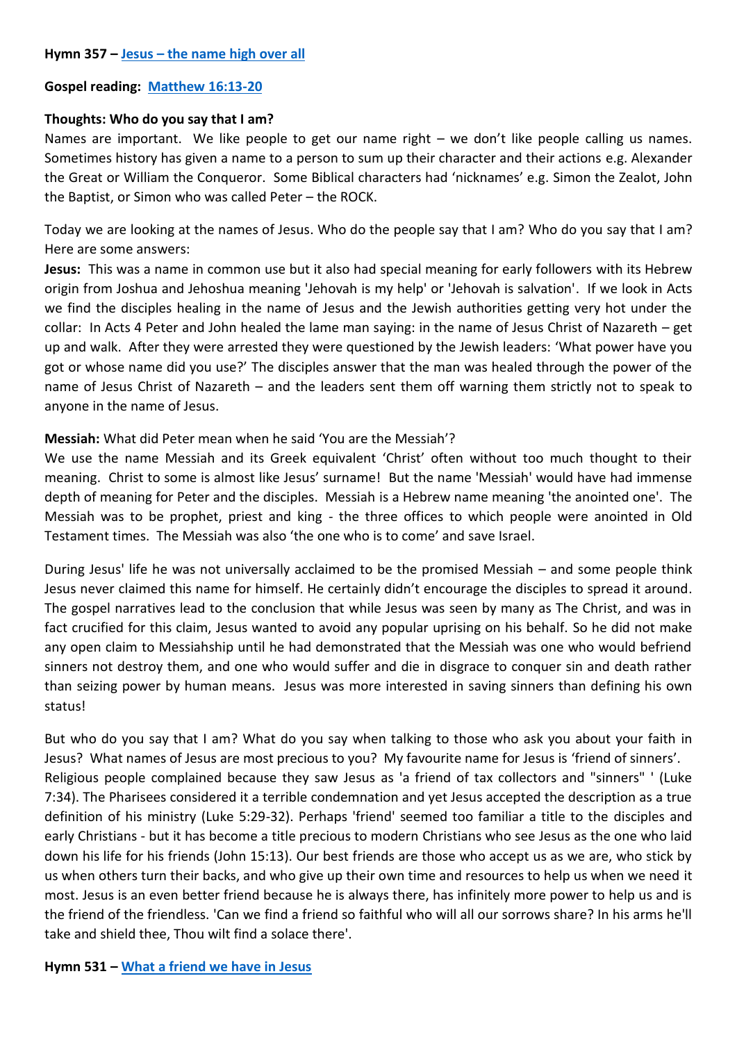**Hymn 357 – Jesus – the name high over all**

**Gospel reading: Matthew 16:13-20**

**Thoughts: Who do you say that I am?**

Names are important. We like people to get our name right – we don't like people calling us names. Sometimes history has given a name to a person to sum up their character and their actions e.g. Alexander the Great or William the Conqueror. Some Biblical characters had 'nicknames' e.g. Simon the Zealot, John the Baptist, or Simon who was called Peter – the ROCK.

Today we are looking at the names of Jesus. Who do the people say that I am? Who do you say that I am? Here are some answers:

**Jesus:** This was a name in common use but it also had special meaning for early followers with its Hebrew origin from Joshua and Jehoshua meaning 'Jehovah is my help' or 'Jehovah is salvation'. If we look in Acts we find the disciples healing in the name of Jesus and the Jewish authorities getting very hot under the collar: In Acts 4 Peter and John healed the lame man saying: in the name of Jesus Christ of Nazareth – get up and walk. After they were arrested they were questioned by the Jewish leaders: 'What power have you got or whose name did you use?' The disciples answer that the man was healed through the power of the name of Jesus Christ of Nazareth – and the leaders sent them off warning them strictly not to speak to anyone in the name of Jesus.

**Messiah:** What did Peter mean when he said 'You are the Messiah'?

We use the name Messiah and its Greek equivalent 'Christ' often without too much thought to their meaning. Christ to some is almost like Jesus' surname! But the name 'Messiah' would have had immense depth of meaning for Peter and the disciples. Messiah is a Hebrew name meaning 'the anointed one'. The Messiah was to be prophet, priest and king - the three offices to which people were anointed in Old Testament times. The Messiah was also 'the one who is to come' and save Israel.

During Jesus' life he was not universally acclaimed to be the promised Messiah – and some people think Jesus never claimed this name for himself. He certainly didn't encourage the disciples to spread it around. The gospel narratives lead to the conclusion that while Jesus was seen by many as The Christ, and was in fact crucified for this claim, Jesus wanted to avoid any popular uprising on his behalf. So he did not make any open claim to Messiahship until he had demonstrated that the Messiah was one who would befriend sinners not destroy them, and one who would suffer and die in disgrace to conquer sin and death rather than seizing power by human means. Jesus was more interested in saving sinners than defining his own status!

But who do you say that I am? What do you say when talking to those who ask you about your faith in Jesus? What names of Jesus are most precious to you? My favourite name for Jesus is 'friend of sinners'. Religious people complained because they saw Jesus as 'a friend of tax collectors and "sinners" ' (Luke 7:34). The Pharisees considered it a terrible condemnation and yet Jesus accepted the description as a true definition of his ministry (Luke 5:29-32). Perhaps 'friend' seemed too familiar a title to the disciples and early Christians - but it has become a title precious to modern Christians who see Jesus as the one who laid down his life for his friends (John 15:13). Our best friends are those who accept us as we are, who stick by us when others turn their backs, and who give up their own time and resources to help us when we need it most. Jesus is an even better friend because he is always there, has infinitely more power to help us and is the friend of the friendless. 'Can we find a friend so faithful who will all our sorrows share? In his arms he'll take and shield thee, Thou wilt find a solace there'.

**Hymn 531 – What a friend we have in Jesus**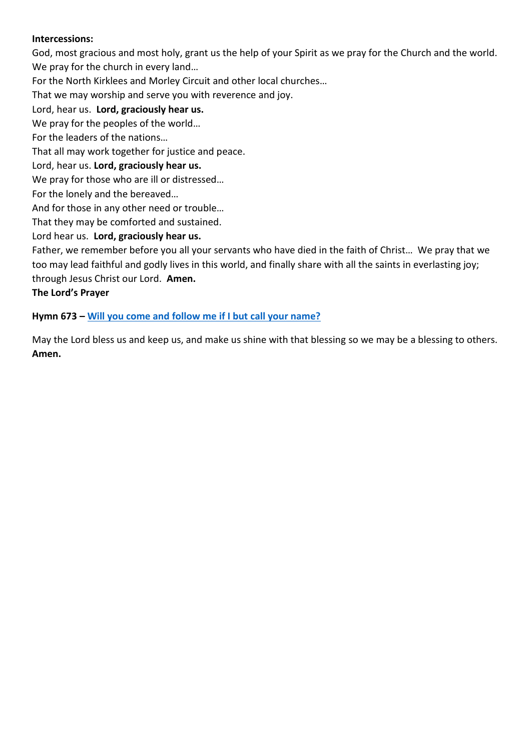**Intercessions:**

God, most gracious and most holy, grant us the help of your Spirit as we pray for the Church and the world.

We pray for the church in every land…

For the North Kirklees and Morley Circuit and other local churches…

That we may worship and serve you with reverence and joy.

Lord, hear us. **Lord, graciously hear us.**

We pray for the peoples of the world…

For the leaders of the nations…

That all may work together for justice and peace.

Lord, hear us. **Lord, graciously hear us.**

We pray for those who are ill or distressed…

For the lonely and the bereaved…

And for those in any other need or trouble…

That they may be comforted and sustained.

Lord hear us. **Lord, graciously hear us.**

Father, we remember before you all your servants who have died in the faith of Christ… We pray that we too may lead faithful and godly lives in this world, and finally share with all the saints in everlasting joy; through Jesus Christ our Lord. **Amen.**

**The Lord's Prayer**

**Hymn 673 – Will you come and follow me if I but call your name?**

May the Lord bless us and keep us, and make us shine with that blessing so we may be a blessing to others. **Amen.**